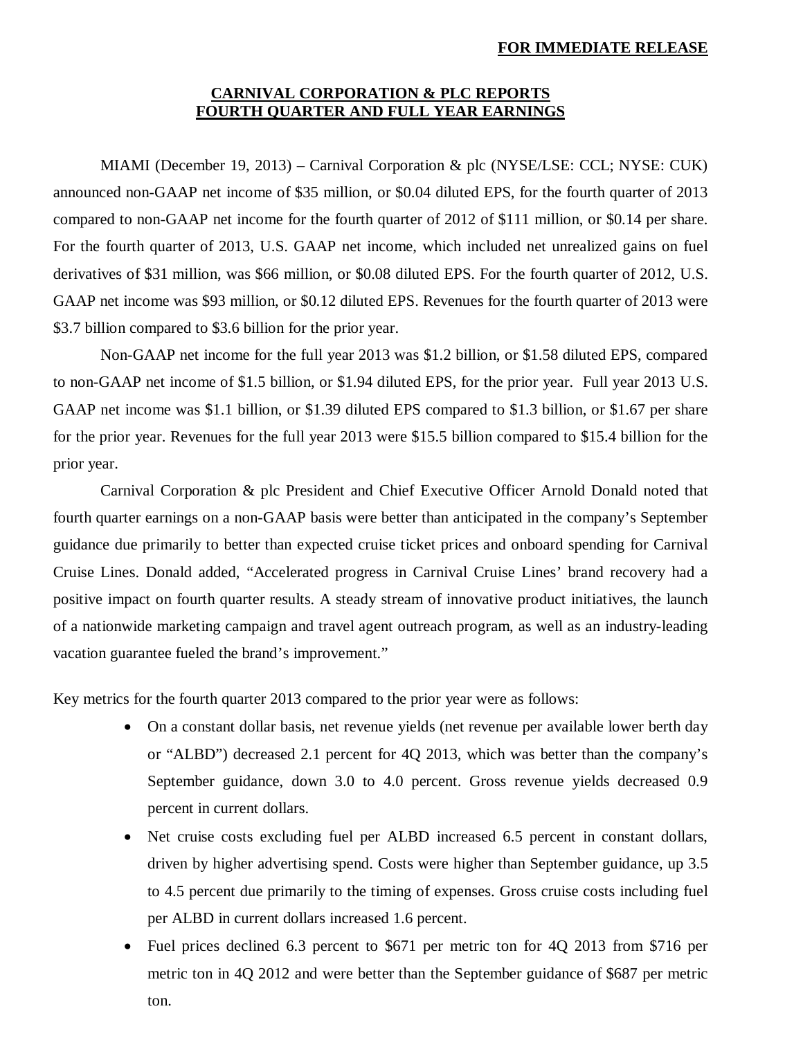**FOR IMMEDIATE RELEASE**

# CARNIVAL CORPORATION & PLC REPORTS FOURTH QUARTER AND FULL YEAR EARNINGS

MIAMI (December 19, 2013) – Carnival Corporation & plc (NYSE/LSE: CCL; NYSE: CUK) announced non-GAAP net income of $35 million, or $0.04 diluted EPS, for the fourth quarter of 2013 compared to non-GAAP net income for the fourth quarter of 2012 of $111 million, or $0.14 per share. For the fourth quarter of 2013, U.S. GAAP net income, which included net unrealized gains on fuel derivatives of $31 million, was $66 million, or $0.08 diluted EPS. For the fourth quarter of 2012, U.S. GAAP net income was $93 million, or $0.12 diluted EPS. Revenues for the fourth quarter of 2013 were $3.7 billion compared to $3.6 billion for the prior year.

Non-GAAP net income for the full year 2013 was $1.2 billion, or $1.58 diluted EPS, compared to non-GAAP net income of $1.5 billion, or $1.94 diluted EPS, for the prior year. Full year 2013 U.S. GAAP net income was $1.1 billion, or $1.39 diluted EPS compared to $1.3 billion, or $1.67 per share for the prior year. Revenues for the full year 2013 were $15.5 billion compared to $15.4 billion for the prior year.

Carnival Corporation & plc President and Chief Executive Officer Arnold Donald noted that fourth quarter earnings on a non-GAAP basis were better than anticipated in the company's September guidance due primarily to better than expected cruise ticket prices and onboard spending for Carnival Cruise Lines. Donald added, "Accelerated progress in Carnival Cruise Lines' brand recovery had a positive impact on fourth quarter results. A steady stream of innovative product initiatives, the launch of a nationwide marketing campaign and travel agent outreach program, as well as an industry-leading vacation guarantee fueled the brand's improvement."

Key metrics for the fourth quarter 2013 compared to the prior year were as follows:

- On a constant dollar basis, net revenue yields (net revenue per available lower berth day or "ALBD") decreased 2.1 percent for 4Q 2013, which was better than the company's September guidance, down 3.0 to 4.0 percent. Gross revenue yields decreased 0.9 percent in current dollars.
- Net cruise costs excluding fuel per ALBD increased 6.5 percent in constant dollars, driven by higher advertising spend. Costs were higher than September guidance, up 3.5 to 4.5 percent due primarily to the timing of expenses. Gross cruise costs including fuel per ALBD in current dollars increased 1.6 percent.
- Fuel prices declined 6.3 percent to $671 per metric ton for 4Q 2013 from $716 per metric ton in 4Q 2012 and were better than the September guidance of $687 per metric ton.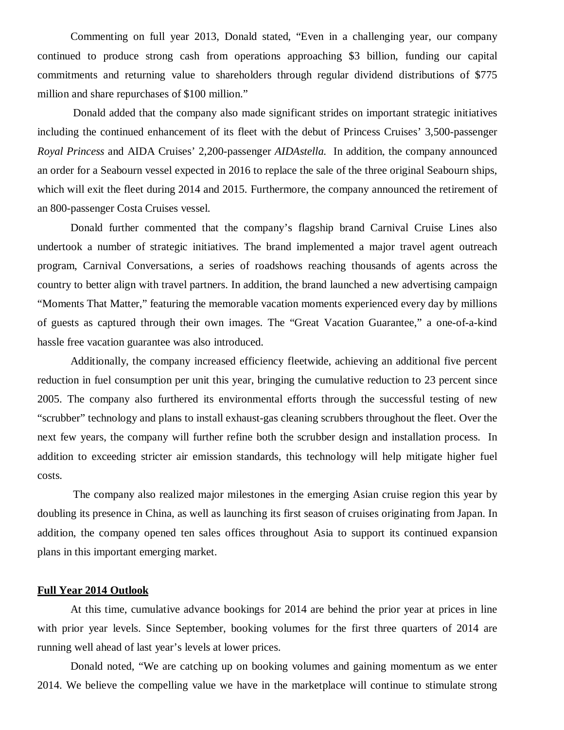Commenting on full year 2013, Donald stated, "Even in a challenging year, our company continued to produce strong cash from operations approaching $3 billion, funding our capital commitments and returning value to shareholders through regular dividend distributions of $775 million and share repurchases of $100 million."

Donald added that the company also made significant strides on important strategic initiatives including the continued enhancement of its fleet with the debut of Princess Cruises' 3,500-passenger *Royal Princess* and AIDA Cruises' 2,200-passenger *AIDAstella.* In addition, the company announced an order for a Seabourn vessel expected in 2016 to replace the sale of the three original Seabourn ships, which will exit the fleet during 2014 and 2015. Furthermore, the company announced the retirement of an 800-passenger Costa Cruises vessel.

Donald further commented that the company's flagship brand Carnival Cruise Lines also undertook a number of strategic initiatives. The brand implemented a major travel agent outreach program, Carnival Conversations, a series of roadshows reaching thousands of agents across the country to better align with travel partners. In addition, the brand launched a new advertising campaign "Moments That Matter," featuring the memorable vacation moments experienced every day by millions of guests as captured through their own images. The "Great Vacation Guarantee," a one-of-a-kind hassle free vacation guarantee was also introduced.

Additionally, the company increased efficiency fleetwide, achieving an additional five percent reduction in fuel consumption per unit this year, bringing the cumulative reduction to 23 percent since 2005. The company also furthered its environmental efforts through the successful testing of new "scrubber" technology and plans to install exhaust-gas cleaning scrubbers throughout the fleet. Over the next few years, the company will further refine both the scrubber design and installation process. In addition to exceeding stricter air emission standards, this technology will help mitigate higher fuel costs.

The company also realized major milestones in the emerging Asian cruise region this year by doubling its presence in China, as well as launching its first season of cruises originating from Japan. In addition, the company opened ten sales offices throughout Asia to support its continued expansion plans in this important emerging market.

**Full Year 2014 Outlook**

At this time, cumulative advance bookings for 2014 are behind the prior year at prices in line with prior year levels. Since September, booking volumes for the first three quarters of 2014 are running well ahead of last year's levels at lower prices.

Donald noted, "We are catching up on booking volumes and gaining momentum as we enter 2014. We believe the compelling value we have in the marketplace will continue to stimulate strong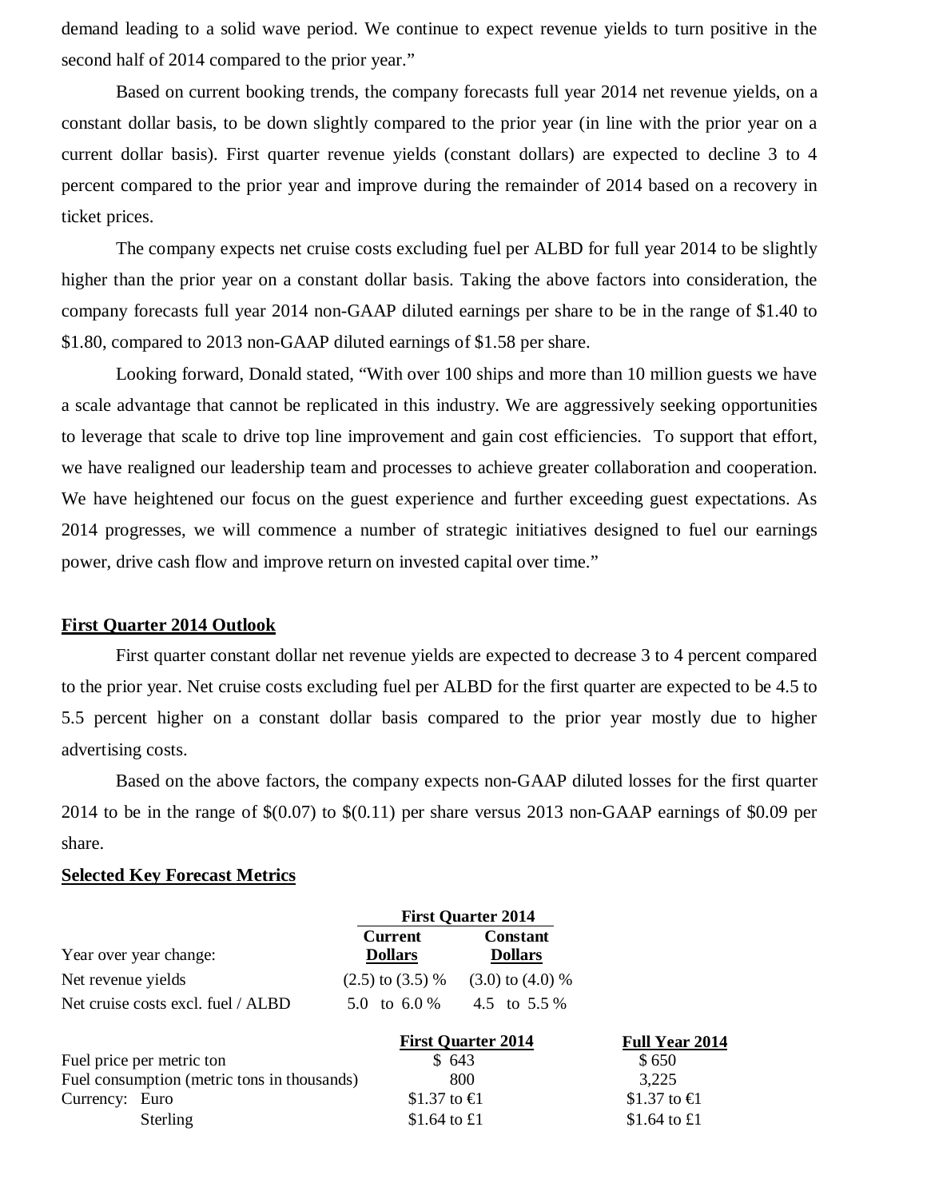demand leading to a solid wave period. We continue to expect revenue yields to turn positive in the second half of 2014 compared to the prior year."

Based on current booking trends, the company forecasts full year 2014 net revenue yields, on a constant dollar basis, to be down slightly compared to the prior year (in line with the prior year on a current dollar basis). First quarter revenue yields (constant dollars) are expected to decline 3 to 4 percent compared to the prior year and improve during the remainder of 2014 based on a recovery in ticket prices.

The company expects net cruise costs excluding fuel per ALBD for full year 2014 to be slightly higher than the prior year on a constant dollar basis. Taking the above factors into consideration, the company forecasts full year 2014 non-GAAP diluted earnings per share to be in the range of $1.40 to $1.80, compared to 2013 non-GAAP diluted earnings of $1.58 per share.

Looking forward, Donald stated, "With over 100 ships and more than 10 million guests we have a scale advantage that cannot be replicated in this industry. We are aggressively seeking opportunities to leverage that scale to drive top line improvement and gain cost efficiencies. To support that effort, we have realigned our leadership team and processes to achieve greater collaboration and cooperation. We have heightened our focus on the guest experience and further exceeding guest expectations. As 2014 progresses, we will commence a number of strategic initiatives designed to fuel our earnings power, drive cash flow and improve return on invested capital over time."

## First Quarter 2014 Outlook

First quarter constant dollar net revenue yields are expected to decrease 3 to 4 percent compared to the prior year. Net cruise costs excluding fuel per ALBD for the first quarter are expected to be 4.5 to 5.5 percent higher on a constant dollar basis compared to the prior year mostly due to higher advertising costs.

Based on the above factors, the company expects non-GAAP diluted losses for the first quarter 2014 to be in the range of $(0.07) to $(0.11) per share versus 2013 non-GAAP earnings of $0.09 per share.

## Selected Key Forecast Metrics

| | First Quarter 2014 | |
|---|---|---|
| Year over year change: | Current Dollars | Constant Dollars |
| Net revenue yields | (2.5) to (3.5) % | (3.0) to (4.0) % |
| Net cruise costs excl. fuel / ALBD | 5.0 to 6.0 % | 4.5 to 5.5 % |

| | First Quarter 2014 | Full Year 2014 |
|---|---|---|
| Fuel price per metric ton | $ 643 | $ 650 |
| Fuel consumption (metric tons in thousands) | 800 | 3,225 |
| Currency: Euro | $1.37 to €1 | $1.37 to €1 |
| Sterling | $1.64 to £1 | $1.64 to £1 |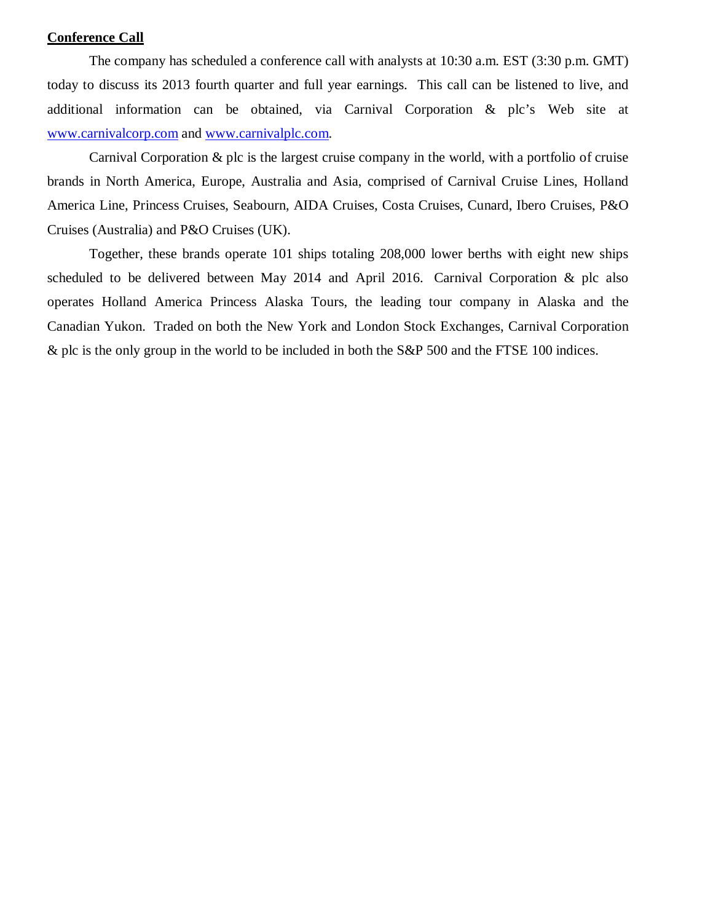**Conference Call**

The company has scheduled a conference call with analysts at 10:30 a.m. EST (3:30 p.m. GMT) today to discuss its 2013 fourth quarter and full year earnings. This call can be listened to live, and additional information can be obtained, via Carnival Corporation & plc's Web site at www.carnivalcorp.com and www.carnivalplc.com.

Carnival Corporation & plc is the largest cruise company in the world, with a portfolio of cruise brands in North America, Europe, Australia and Asia, comprised of Carnival Cruise Lines, Holland America Line, Princess Cruises, Seabourn, AIDA Cruises, Costa Cruises, Cunard, Ibero Cruises, P&O Cruises (Australia) and P&O Cruises (UK).

Together, these brands operate 101 ships totaling 208,000 lower berths with eight new ships scheduled to be delivered between May 2014 and April 2016. Carnival Corporation & plc also operates Holland America Princess Alaska Tours, the leading tour company in Alaska and the Canadian Yukon. Traded on both the New York and London Stock Exchanges, Carnival Corporation & plc is the only group in the world to be included in both the S&P 500 and the FTSE 100 indices.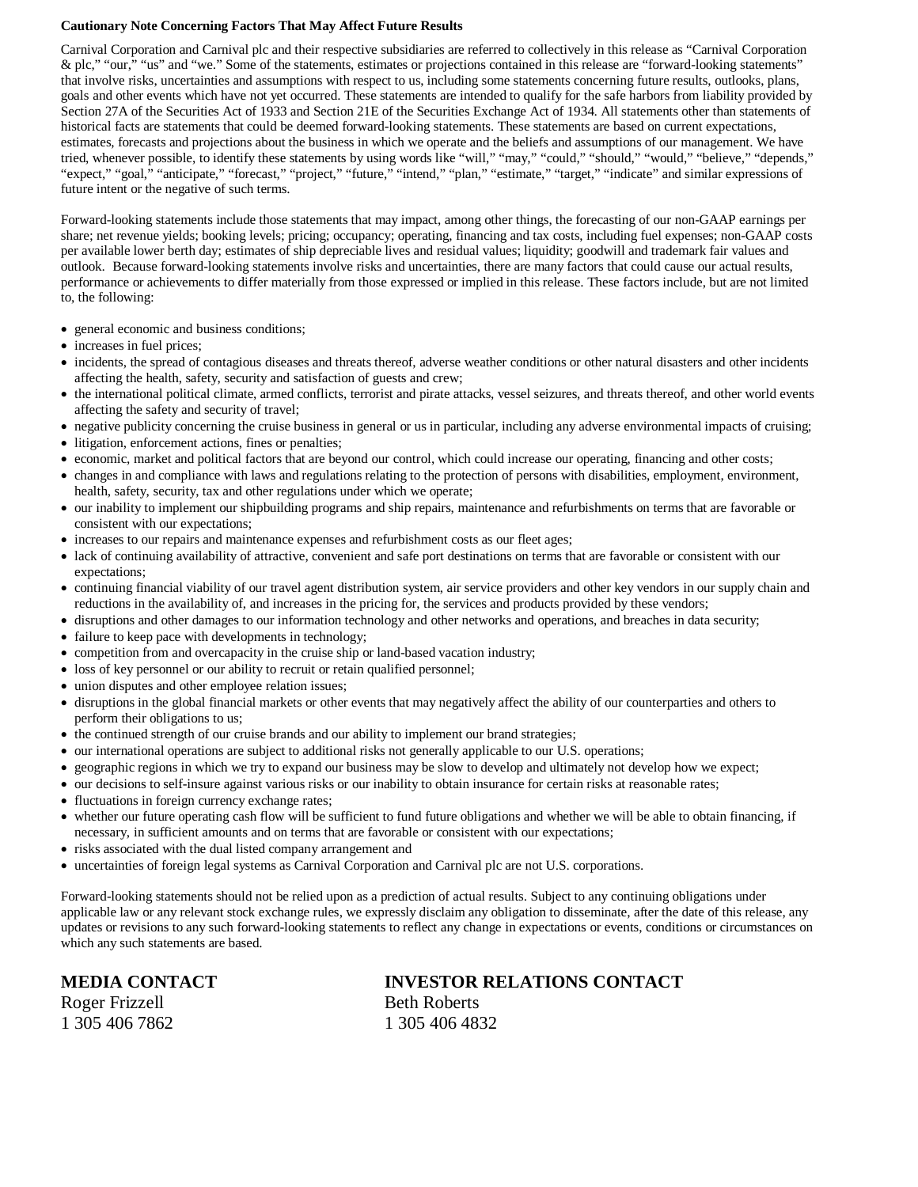**Cautionary Note Concerning Factors That May Affect Future Results**

Carnival Corporation and Carnival plc and their respective subsidiaries are referred to collectively in this release as "Carnival Corporation & plc," "our," "us" and "we." Some of the statements, estimates or projections contained in this release are "forward-looking statements" that involve risks, uncertainties and assumptions with respect to us, including some statements concerning future results, outlooks, plans, goals and other events which have not yet occurred. These statements are intended to qualify for the safe harbors from liability provided by Section 27A of the Securities Act of 1933 and Section 21E of the Securities Exchange Act of 1934. All statements other than statements of historical facts are statements that could be deemed forward-looking statements. These statements are based on current expectations, estimates, forecasts and projections about the business in which we operate and the beliefs and assumptions of our management. We have tried, whenever possible, to identify these statements by using words like "will," "may," "could," "should," "would," "believe," "depends," "expect," "goal," "anticipate," "forecast," "project," "future," "intend," "plan," "estimate," "target," "indicate" and similar expressions of future intent or the negative of such terms.

Forward-looking statements include those statements that may impact, among other things, the forecasting of our non-GAAP earnings per share; net revenue yields; booking levels; pricing; occupancy; operating, financing and tax costs, including fuel expenses; non-GAAP costs per available lower berth day; estimates of ship depreciable lives and residual values; liquidity; goodwill and trademark fair values and outlook. Because forward-looking statements involve risks and uncertainties, there are many factors that could cause our actual results, performance or achievements to differ materially from those expressed or implied in this release. These factors include, but are not limited to, the following:

- general economic and business conditions;
- increases in fuel prices;
- incidents, the spread of contagious diseases and threats thereof, adverse weather conditions or other natural disasters and other incidents affecting the health, safety, security and satisfaction of guests and crew;
- the international political climate, armed conflicts, terrorist and pirate attacks, vessel seizures, and threats thereof, and other world events affecting the safety and security of travel;
- negative publicity concerning the cruise business in general or us in particular, including any adverse environmental impacts of cruising;
- litigation, enforcement actions, fines or penalties;
- economic, market and political factors that are beyond our control, which could increase our operating, financing and other costs;
- changes in and compliance with laws and regulations relating to the protection of persons with disabilities, employment, environment, health, safety, security, tax and other regulations under which we operate;
- our inability to implement our shipbuilding programs and ship repairs, maintenance and refurbishments on terms that are favorable or consistent with our expectations;
- increases to our repairs and maintenance expenses and refurbishment costs as our fleet ages;
- lack of continuing availability of attractive, convenient and safe port destinations on terms that are favorable or consistent with our expectations;
- continuing financial viability of our travel agent distribution system, air service providers and other key vendors in our supply chain and reductions in the availability of, and increases in the pricing for, the services and products provided by these vendors;
- disruptions and other damages to our information technology and other networks and operations, and breaches in data security;
- failure to keep pace with developments in technology;
- competition from and overcapacity in the cruise ship or land-based vacation industry;
- loss of key personnel or our ability to recruit or retain qualified personnel;
- union disputes and other employee relation issues;
- disruptions in the global financial markets or other events that may negatively affect the ability of our counterparties and others to perform their obligations to us;
- the continued strength of our cruise brands and our ability to implement our brand strategies;
- our international operations are subject to additional risks not generally applicable to our U.S. operations;
- geographic regions in which we try to expand our business may be slow to develop and ultimately not develop how we expect;
- our decisions to self-insure against various risks or our inability to obtain insurance for certain risks at reasonable rates;
- fluctuations in foreign currency exchange rates;
- whether our future operating cash flow will be sufficient to fund future obligations and whether we will be able to obtain financing, if necessary, in sufficient amounts and on terms that are favorable or consistent with our expectations;
- risks associated with the dual listed company arrangement and
- uncertainties of foreign legal systems as Carnival Corporation and Carnival plc are not U.S. corporations.

Forward-looking statements should not be relied upon as a prediction of actual results. Subject to any continuing obligations under applicable law or any relevant stock exchange rules, we expressly disclaim any obligation to disseminate, after the date of this release, any updates or revisions to any such forward-looking statements to reflect any change in expectations or events, conditions or circumstances on which any such statements are based.

**MEDIA CONTACT**
Roger Frizzell
1 305 406 7862

**INVESTOR RELATIONS CONTACT**
Beth Roberts
1 305 406 4832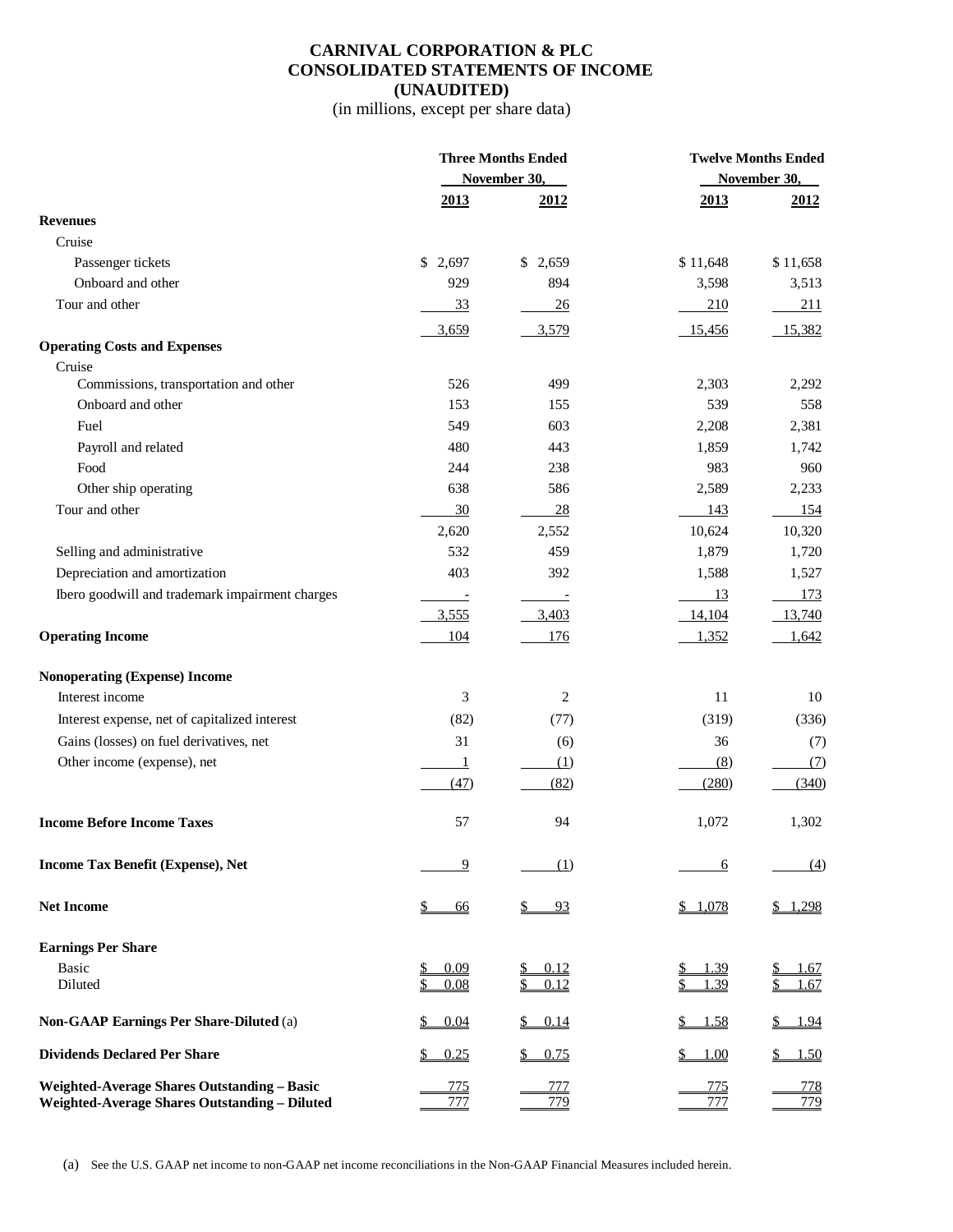# CARNIVAL CORPORATION & PLC
## CONSOLIDATED STATEMENTS OF INCOME
## (UNAUDITED)
(in millions, except per share data)

| | Three Months Ended November 30, | | Twelve Months Ended November 30, | |
|---|---|---|---|---|
| | 2013 | 2012 | 2013 | 2012 |
| **Revenues** | | | | |
| Cruise | | | | |
| Passenger tickets | $ 2,697 | $ 2,659 | $ 11,648 | $ 11,658 |
| Onboard and other | 929 | 894 | 3,598 | 3,513 |
| Tour and other | 33 | 26 | 210 | 211 |
| | 3,659 | 3,579 | 15,456 | 15,382 |
| **Operating Costs and Expenses** | | | | |
| Cruise | | | | |
| Commissions, transportation and other | 526 | 499 | 2,303 | 2,292 |
| Onboard and other | 153 | 155 | 539 | 558 |
| Fuel | 549 | 603 | 2,208 | 2,381 |
| Payroll and related | 480 | 443 | 1,859 | 1,742 |
| Food | 244 | 238 | 983 | 960 |
| Other ship operating | 638 | 586 | 2,589 | 2,233 |
| Tour and other | 30 | 28 | 143 | 154 |
| | 2,620 | 2,552 | 10,624 | 10,320 |
| Selling and administrative | 532 | 459 | 1,879 | 1,720 |
| Depreciation and amortization | 403 | 392 | 1,588 | 1,527 |
| Ibero goodwill and trademark impairment charges | - | - | 13 | 173 |
| | 3,555 | 3,403 | 14,104 | 13,740 |
| **Operating Income** | 104 | 176 | 1,352 | 1,642 |
| **Nonoperating (Expense) Income** | | | | |
| Interest income | 3 | 2 | 11 | 10 |
| Interest expense, net of capitalized interest | (82) | (77) | (319) | (336) |
| Gains (losses) on fuel derivatives, net | 31 | (6) | 36 | (7) |
| Other income (expense), net | 1 | (1) | (8) | (7) |
| | (47) | (82) | (280) | (340) |
| **Income Before Income Taxes** | 57 | 94 | 1,072 | 1,302 |
| **Income Tax Benefit (Expense), Net** | 9 | (1) | 6 | (4) |
| **Net Income** | $ 66 | $ 93 | $ 1,078 | $ 1,298 |
| **Earnings Per Share** | | | | |
| Basic | $ 0.09 | $ 0.12 | $ 1.39 | $ 1.67 |
| Diluted | $ 0.08 | $ 0.12 | $ 1.39 | $ 1.67 |
| **Non-GAAP Earnings Per Share-Diluted** (a) | $ 0.04 | $ 0.14 | $ 1.58 | $ 1.94 |
| **Dividends Declared Per Share** | $ 0.25 | $ 0.75 | $ 1.00 | $ 1.50 |
| **Weighted-Average Shares Outstanding – Basic** | 775 | 777 | 775 | 778 |
| **Weighted-Average Shares Outstanding – Diluted** | 777 | 779 | 777 | 779 |

(a) See the U.S. GAAP net income to non-GAAP net income reconciliations in the Non-GAAP Financial Measures included herein.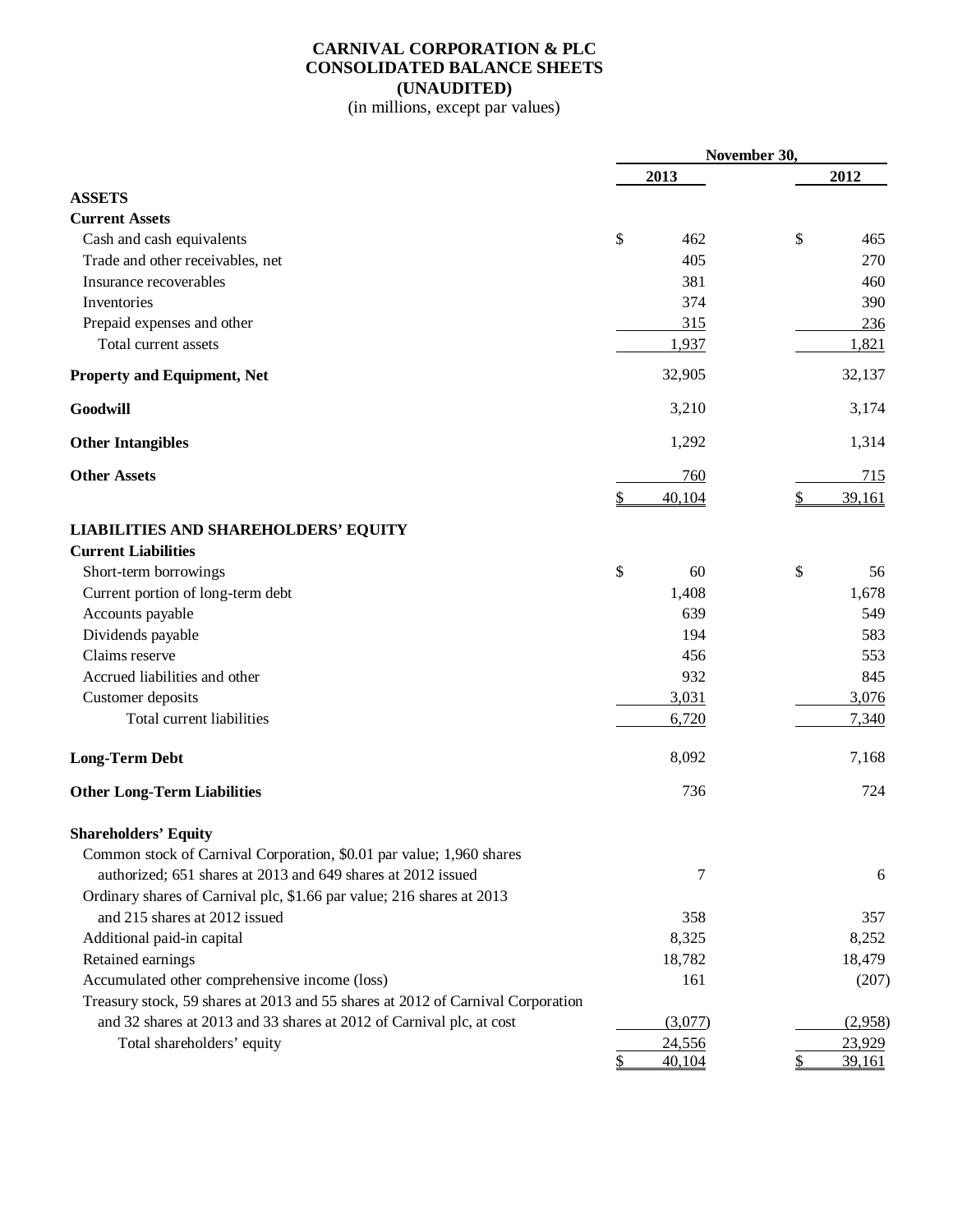# CARNIVAL CORPORATION & PLC
## CONSOLIDATED BALANCE SHEETS
## (UNAUDITED)
(in millions, except par values)

| | November 30, | |
|---|---|---|
| | 2013 | 2012 |
| **ASSETS** | | |
| **Current Assets** | | |
| Cash and cash equivalents | $ 462 | $ 465 |
| Trade and other receivables, net | 405 | 270 |
| Insurance recoverables | 381 | 460 |
| Inventories | 374 | 390 |
| Prepaid expenses and other | 315 | 236 |
| Total current assets | 1,937 | 1,821 |
| **Property and Equipment, Net** | 32,905 | 32,137 |
| **Goodwill** | 3,210 | 3,174 |
| **Other Intangibles** | 1,292 | 1,314 |
| **Other Assets** | 760 | 715 |
| | $ 40,104 | $ 39,161 |
| **LIABILITIES AND SHAREHOLDERS' EQUITY** | | |
| **Current Liabilities** | | |
| Short-term borrowings | $ 60 | $ 56 |
| Current portion of long-term debt | 1,408 | 1,678 |
| Accounts payable | 639 | 549 |
| Dividends payable | 194 | 583 |
| Claims reserve | 456 | 553 |
| Accrued liabilities and other | 932 | 845 |
| Customer deposits | 3,031 | 3,076 |
| Total current liabilities | 6,720 | 7,340 |
| **Long-Term Debt** | 8,092 | 7,168 |
| **Other Long-Term Liabilities** | 736 | 724 |
| **Shareholders' Equity** | | |
| Common stock of Carnival Corporation, $0.01 par value; 1,960 shares authorized; 651 shares at 2013 and 649 shares at 2012 issued | 7 | 6 |
| Ordinary shares of Carnival plc, $1.66 par value; 216 shares at 2013 and 215 shares at 2012 issued | 358 | 357 |
| Additional paid-in capital | 8,325 | 8,252 |
| Retained earnings | 18,782 | 18,479 |
| Accumulated other comprehensive income (loss) | 161 | (207) |
| Treasury stock, 59 shares at 2013 and 55 shares at 2012 of Carnival Corporation and 32 shares at 2013 and 33 shares at 2012 of Carnival plc, at cost | (3,077) | (2,958) |
| Total shareholders' equity | 24,556 | 23,929 |
| | $ 40,104 | $ 39,161 |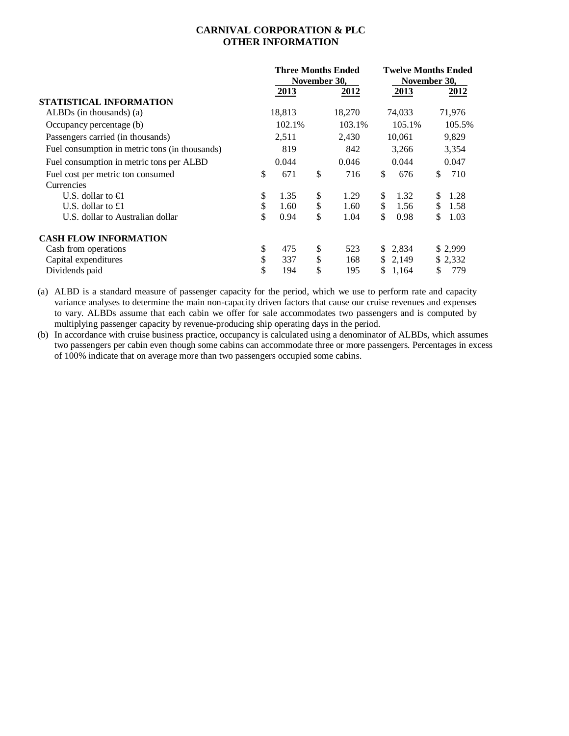# CARNIVAL CORPORATION & PLC
## OTHER INFORMATION

| | Three Months Ended November 30, | | Twelve Months Ended November 30, | |
|---|---|---|---|---|
| | 2013 | 2012 | 2013 | 2012 |
| **STATISTICAL INFORMATION** | | | | |
| ALBDs (in thousands) (a) | 18,813 | 18,270 | 74,033 | 71,976 |
| Occupancy percentage (b) | 102.1% | 103.1% | 105.1% | 105.5% |
| Passengers carried (in thousands) | 2,511 | 2,430 | 10,061 | 9,829 |
| Fuel consumption in metric tons (in thousands) | 819 | 842 | 3,266 | 3,354 |
| Fuel consumption in metric tons per ALBD | 0.044 | 0.046 | 0.044 | 0.047 |
| Fuel cost per metric ton consumed | $ 671 | $ 716 | $ 676 | $ 710 |
| Currencies | | | | |
| U.S. dollar to €1 | $ 1.35 | $ 1.29 | $ 1.32 | $ 1.28 |
| U.S. dollar to £1 | $ 1.60 | $ 1.60 | $ 1.56 | $ 1.58 |
| U.S. dollar to Australian dollar | $ 0.94 | $ 1.04 | $ 0.98 | $ 1.03 |
| **CASH FLOW INFORMATION** | | | | |
| Cash from operations | $ 475 | $ 523 | $ 2,834 | $ 2,999 |
| Capital expenditures | $ 337 | $ 168 | $ 2,149 | $ 2,332 |
| Dividends paid | $ 194 | $ 195 | $ 1,164 | $ 779 |

(a) ALBD is a standard measure of passenger capacity for the period, which we use to perform rate and capacity variance analyses to determine the main non-capacity driven factors that cause our cruise revenues and expenses to vary. ALBDs assume that each cabin we offer for sale accommodates two passengers and is computed by multiplying passenger capacity by revenue-producing ship operating days in the period.

(b) In accordance with cruise business practice, occupancy is calculated using a denominator of ALBDs, which assumes two passengers per cabin even though some cabins can accommodate three or more passengers. Percentages in excess of 100% indicate that on average more than two passengers occupied some cabins.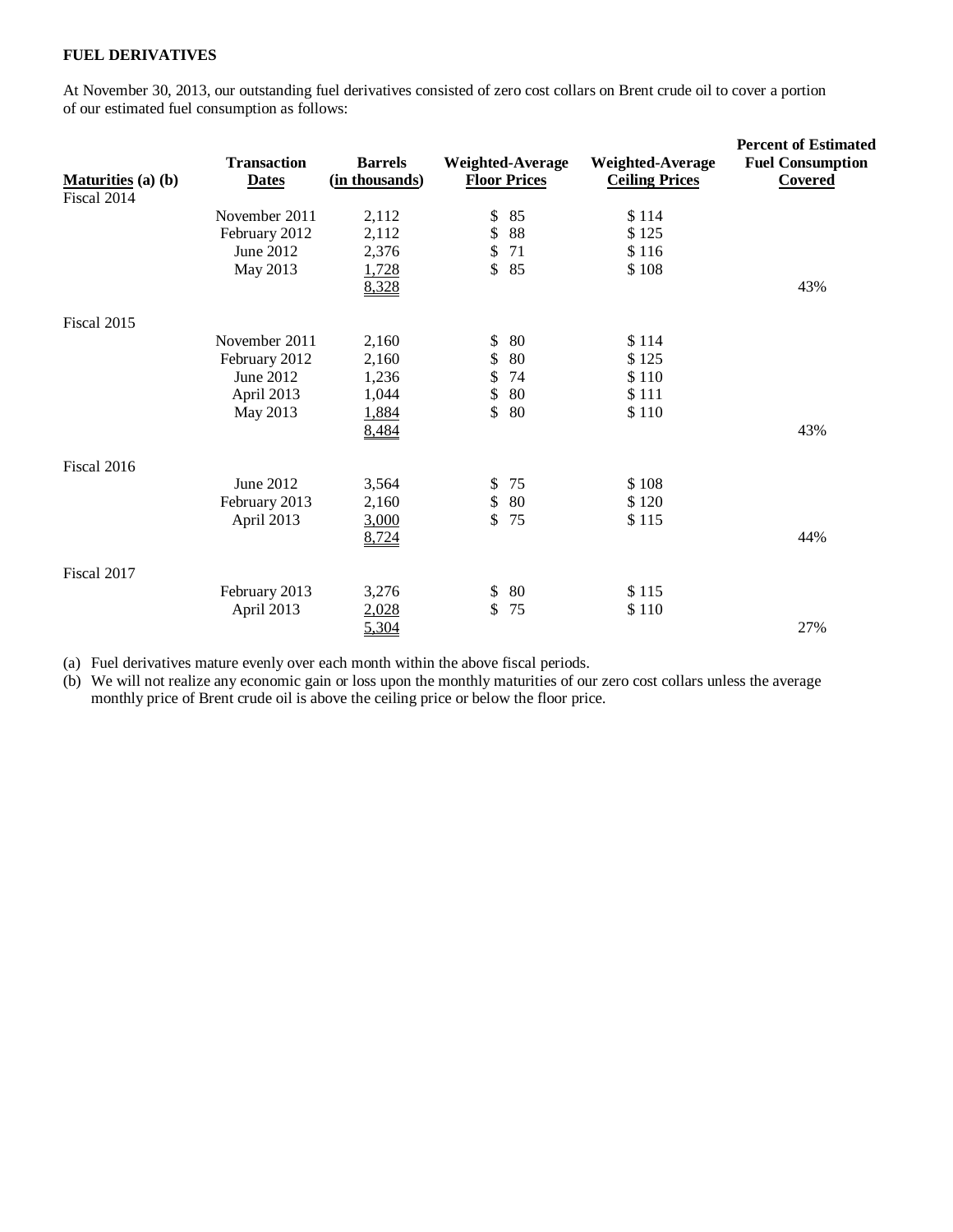**FUEL DERIVATIVES**

At November 30, 2013, our outstanding fuel derivatives consisted of zero cost collars on Brent crude oil to cover a portion of our estimated fuel consumption as follows:

| Maturities (a) (b) | Transaction Dates | Barrels (in thousands) | Weighted-Average Floor Prices | Weighted-Average Ceiling Prices | Percent of Estimated Fuel Consumption Covered |
|---|---|---|---|---|---|
| Fiscal 2014 | | | | | |
| | November 2011 | 2,112 | $ 85 | $ 114 | |
| | February 2012 | 2,112 | $ 88 | $ 125 | |
| | June 2012 | 2,376 | $ 71 | $ 116 | |
| | May 2013 | 1,728 | $ 85 | $ 108 | |
| | | 8,328 | | | 43% |
| Fiscal 2015 | | | | | |
| | November 2011 | 2,160 | $ 80 | $ 114 | |
| | February 2012 | 2,160 | $ 80 | $ 125 | |
| | June 2012 | 1,236 | $ 74 | $ 110 | |
| | April 2013 | 1,044 | $ 80 | $ 111 | |
| | May 2013 | 1,884 | $ 80 | $ 110 | |
| | | 8,484 | | | 43% |
| Fiscal 2016 | | | | | |
| | June 2012 | 3,564 | $ 75 | $ 108 | |
| | February 2013 | 2,160 | $ 80 | $ 120 | |
| | April 2013 | 3,000 | $ 75 | $ 115 | |
| | | 8,724 | | | 44% |
| Fiscal 2017 | | | | | |
| | February 2013 | 3,276 | $ 80 | $ 115 | |
| | April 2013 | 2,028 | $ 75 | $ 110 | |
| | | 5,304 | | | 27% |

(a) Fuel derivatives mature evenly over each month within the above fiscal periods.

(b) We will not realize any economic gain or loss upon the monthly maturities of our zero cost collars unless the average monthly price of Brent crude oil is above the ceiling price or below the floor price.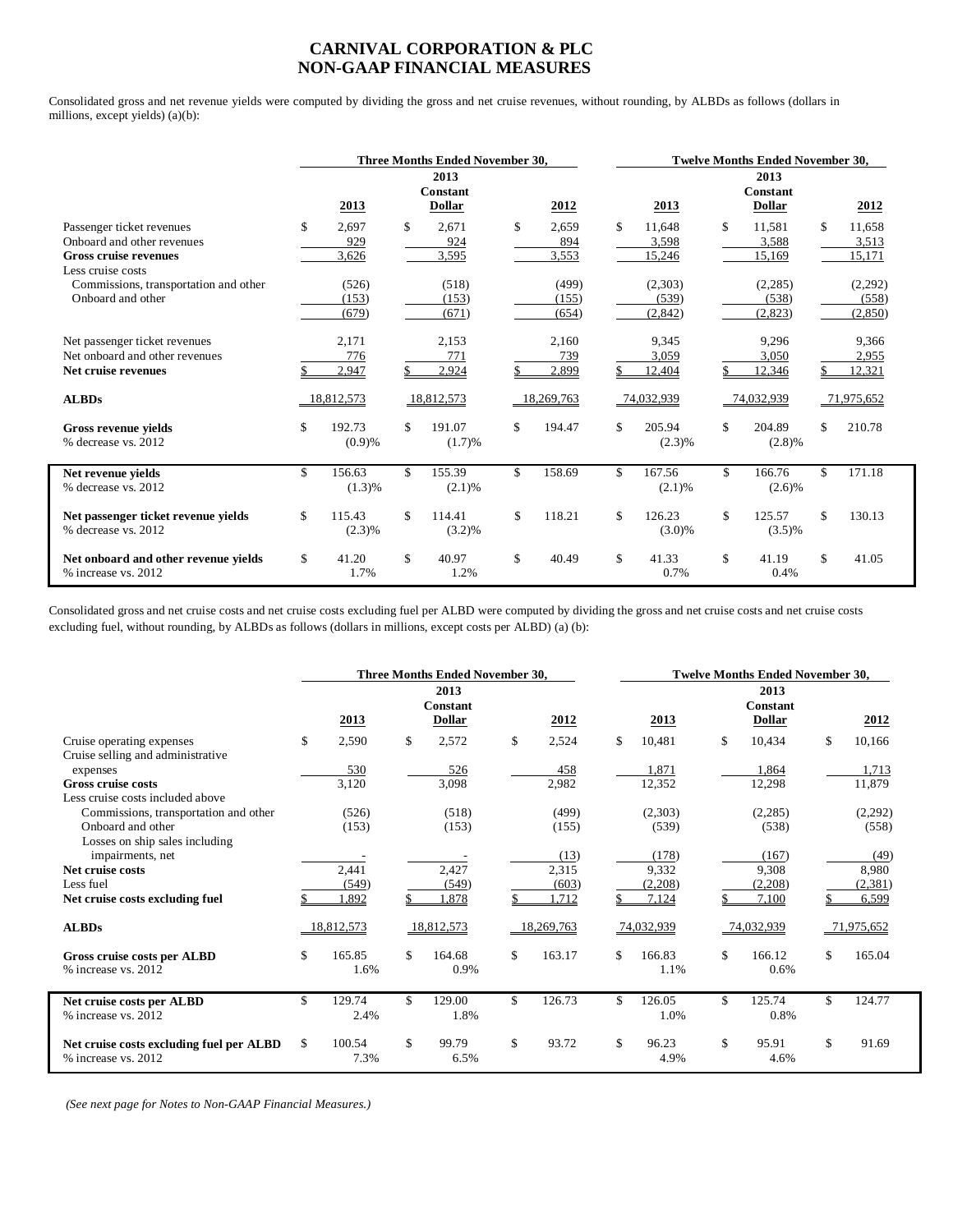# CARNIVAL CORPORATION & PLC
# NON-GAAP FINANCIAL MEASURES

Consolidated gross and net revenue yields were computed by dividing the gross and net cruise revenues, without rounding, by ALBDs as follows (dollars in millions, except yields) (a)(b):

| | Three Months Ended November 30, | | | Twelve Months Ended November 30, | | |
|---|---|---|---|---|---|---|
| | 2013 | 2013 Constant Dollar | 2012 | 2013 | 2013 Constant Dollar | 2012 |
| Passenger ticket revenues | $ 2,697 | $ 2,671 | $ 2,659 | $ 11,648 | $ 11,581 | $ 11,658 |
| Onboard and other revenues | 929 | 924 | 894 | 3,598 | 3,588 | 3,513 |
| **Gross cruise revenues** | 3,626 | 3,595 | 3,553 | 15,246 | 15,169 | 15,171 |
| Less cruise costs | | | | | | |
| Commissions, transportation and other | (526) | (518) | (499) | (2,303) | (2,285) | (2,292) |
| Onboard and other | (153) | (153) | (155) | (539) | (538) | (558) |
| | (679) | (671) | (654) | (2,842) | (2,823) | (2,850) |
| Net passenger ticket revenues | 2,171 | 2,153 | 2,160 | 9,345 | 9,296 | 9,366 |
| Net onboard and other revenues | 776 | 771 | 739 | 3,059 | 3,050 | 2,955 |
| **Net cruise revenues** | $ 2,947 | $ 2,924 | $ 2,899 | $ 12,404 | $ 12,346 | $ 12,321 |
| **ALBDs** | 18,812,573 | 18,812,573 | 18,269,763 | 74,032,939 | 74,032,939 | 71,975,652 |
| **Gross revenue yields** | $ 192.73 | $ 191.07 | $ 194.47 | $ 205.94 | $ 204.89 | $ 210.78 |
| % decrease vs. 2012 | (0.9)% | (1.7)% | | (2.3)% | (2.8)% | |
| **Net revenue yields** | $ 156.63 | $ 155.39 | $ 158.69 | $ 167.56 | $ 166.76 | $ 171.18 |
| % decrease vs. 2012 | (1.3)% | (2.1)% | | (2.1)% | (2.6)% | |
| **Net passenger ticket revenue yields** | $ 115.43 | $ 114.41 | $ 118.21 | $ 126.23 | $ 125.57 | $ 130.13 |
| % decrease vs. 2012 | (2.3)% | (3.2)% | | (3.0)% | (3.5)% | |
| **Net onboard and other revenue yields** | $ 41.20 | $ 40.97 | $ 40.49 | $ 41.33 | $ 41.19 | $ 41.05 |
| % increase vs. 2012 | 1.7% | 1.2% | | 0.7% | 0.4% | |

Consolidated gross and net cruise costs and net cruise costs excluding fuel per ALBD were computed by dividing the gross and net cruise costs and net cruise costs excluding fuel, without rounding, by ALBDs as follows (dollars in millions, except costs per ALBD) (a) (b):

| | Three Months Ended November 30, | | | Twelve Months Ended November 30, | | |
|---|---|---|---|---|---|---|
| | 2013 | 2013 Constant Dollar | 2012 | 2013 | 2013 Constant Dollar | 2012 |
| Cruise operating expenses | $ 2,590 | $ 2,572 | $ 2,524 | $ 10,481 | $ 10,434 | $ 10,166 |
| Cruise selling and administrative expenses | 530 | 526 | 458 | 1,871 | 1,864 | 1,713 |
| **Gross cruise costs** | 3,120 | 3,098 | 2,982 | 12,352 | 12,298 | 11,879 |
| Less cruise costs included above | | | | | | |
| Commissions, transportation and other | (526) | (518) | (499) | (2,303) | (2,285) | (2,292) |
| Onboard and other | (153) | (153) | (155) | (539) | (538) | (558) |
| Losses on ship sales including impairments, net | - | - | (13) | (178) | (167) | (49) |
| **Net cruise costs** | 2,441 | 2,427 | 2,315 | 9,332 | 9,308 | 8,980 |
| Less fuel | (549) | (549) | (603) | (2,208) | (2,208) | (2,381) |
| **Net cruise costs excluding fuel** | $ 1,892 | $ 1,878 | $ 1,712 | $ 7,124 | $ 7,100 | $ 6,599 |
| **ALBDs** | 18,812,573 | 18,812,573 | 18,269,763 | 74,032,939 | 74,032,939 | 71,975,652 |
| **Gross cruise costs per ALBD** | $ 165.85 | $ 164.68 | $ 163.17 | $ 166.83 | $ 166.12 | $ 165.04 |
| % increase vs. 2012 | 1.6% | 0.9% | | 1.1% | 0.6% | |
| **Net cruise costs per ALBD** | $ 129.74 | $ 129.00 | $ 126.73 | $ 126.05 | $ 125.74 | $ 124.77 |
| % increase vs. 2012 | 2.4% | 1.8% | | 1.0% | 0.8% | |
| **Net cruise costs excluding fuel per ALBD** | $ 100.54 | $ 99.79 | $ 93.72 | $ 96.23 | $ 95.91 | $ 91.69 |
| % increase vs. 2012 | 7.3% | 6.5% | | 4.9% | 4.6% | |

*(See next page for Notes to Non-GAAP Financial Measures.)*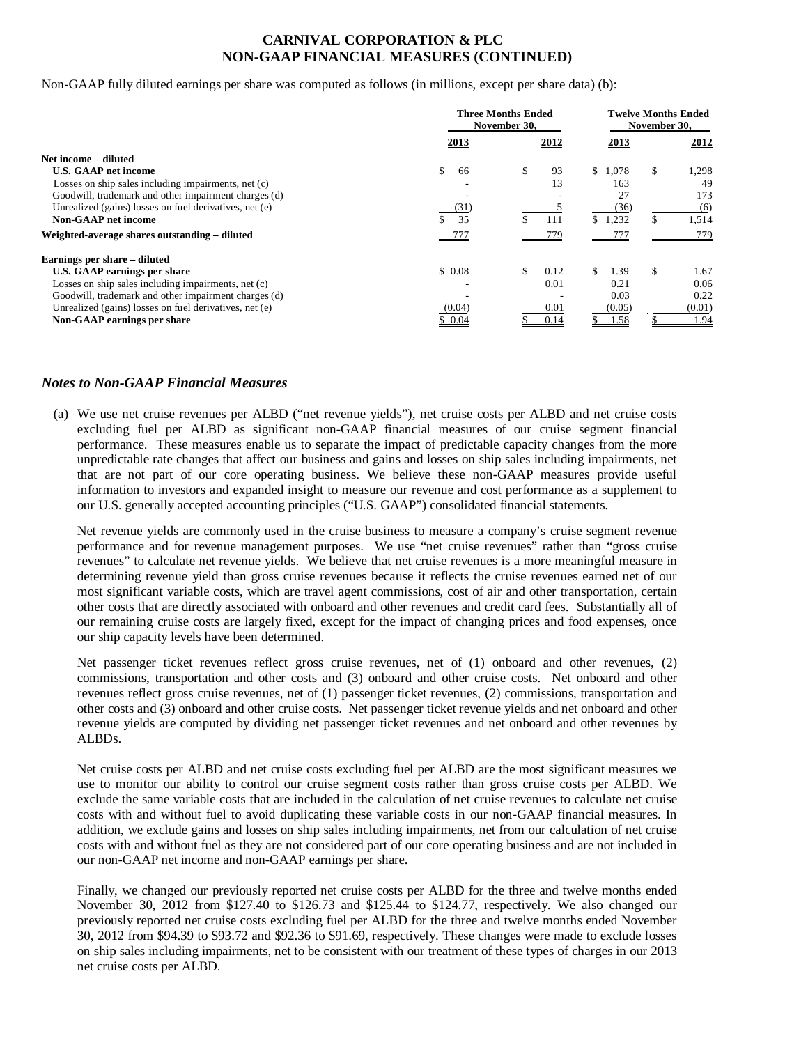# CARNIVAL CORPORATION & PLC
# NON-GAAP FINANCIAL MEASURES (CONTINUED)

Non-GAAP fully diluted earnings per share was computed as follows (in millions, except per share data) (b):

| | Three Months Ended November 30, | | Twelve Months Ended November 30, | |
|---|---|---|---|---|
| | 2013 | 2012 | 2013 | 2012 |
| **Net income – diluted** | | | | |
| **U.S. GAAP net income** | $ 66 | $ 93 | $ 1,078 | $ 1,298 |
| Losses on ship sales including impairments, net (c) | - | 13 | 163 | 49 |
| Goodwill, trademark and other impairment charges (d) | - | - | 27 | 173 |
| Unrealized (gains) losses on fuel derivatives, net (e) | (31) | 5 | (36) | (6) |
| **Non-GAAP net income** | $ 35 | $ 111 | $ 1,232 | $ 1,514 |
| **Weighted-average shares outstanding – diluted** | 777 | 779 | 777 | 779 |
| **Earnings per share – diluted** | | | | |
| **U.S. GAAP earnings per share** | $ 0.08 | $ 0.12 | $ 1.39 | $ 1.67 |
| Losses on ship sales including impairments, net (c) | - | 0.01 | 0.21 | 0.06 |
| Goodwill, trademark and other impairment charges (d) | - | - | 0.03 | 0.22 |
| Unrealized (gains) losses on fuel derivatives, net (e) | (0.04) | 0.01 | (0.05) | (0.01) |
| **Non-GAAP earnings per share** | $ 0.04 | $ 0.14 | $ 1.58 | $ 1.94 |

## *Notes to Non-GAAP Financial Measures*

(a) We use net cruise revenues per ALBD ("net revenue yields"), net cruise costs per ALBD and net cruise costs excluding fuel per ALBD as significant non-GAAP financial measures of our cruise segment financial performance. These measures enable us to separate the impact of predictable capacity changes from the more unpredictable rate changes that affect our business and gains and losses on ship sales including impairments, net that are not part of our core operating business. We believe these non-GAAP measures provide useful information to investors and expanded insight to measure our revenue and cost performance as a supplement to our U.S. generally accepted accounting principles ("U.S. GAAP") consolidated financial statements.

Net revenue yields are commonly used in the cruise business to measure a company's cruise segment revenue performance and for revenue management purposes. We use "net cruise revenues" rather than "gross cruise revenues" to calculate net revenue yields. We believe that net cruise revenues is a more meaningful measure in determining revenue yield than gross cruise revenues because it reflects the cruise revenues earned net of our most significant variable costs, which are travel agent commissions, cost of air and other transportation, certain other costs that are directly associated with onboard and other revenues and credit card fees. Substantially all of our remaining cruise costs are largely fixed, except for the impact of changing prices and food expenses, once our ship capacity levels have been determined.

Net passenger ticket revenues reflect gross cruise revenues, net of (1) onboard and other revenues, (2) commissions, transportation and other costs and (3) onboard and other cruise costs. Net onboard and other revenues reflect gross cruise revenues, net of (1) passenger ticket revenues, (2) commissions, transportation and other costs and (3) onboard and other cruise costs. Net passenger ticket revenue yields and net onboard and other revenue yields are computed by dividing net passenger ticket revenues and net onboard and other revenues by ALBDs.

Net cruise costs per ALBD and net cruise costs excluding fuel per ALBD are the most significant measures we use to monitor our ability to control our cruise segment costs rather than gross cruise costs per ALBD. We exclude the same variable costs that are included in the calculation of net cruise revenues to calculate net cruise costs with and without fuel to avoid duplicating these variable costs in our non-GAAP financial measures. In addition, we exclude gains and losses on ship sales including impairments, net from our calculation of net cruise costs with and without fuel as they are not considered part of our core operating business and are not included in our non-GAAP net income and non-GAAP earnings per share.

Finally, we changed our previously reported net cruise costs per ALBD for the three and twelve months ended November 30, 2012 from $127.40 to $126.73 and $125.44 to $124.77, respectively. We also changed our previously reported net cruise costs excluding fuel per ALBD for the three and twelve months ended November 30, 2012 from $94.39 to $93.72 and $92.36 to $91.69, respectively. These changes were made to exclude losses on ship sales including impairments, net to be consistent with our treatment of these types of charges in our 2013 net cruise costs per ALBD.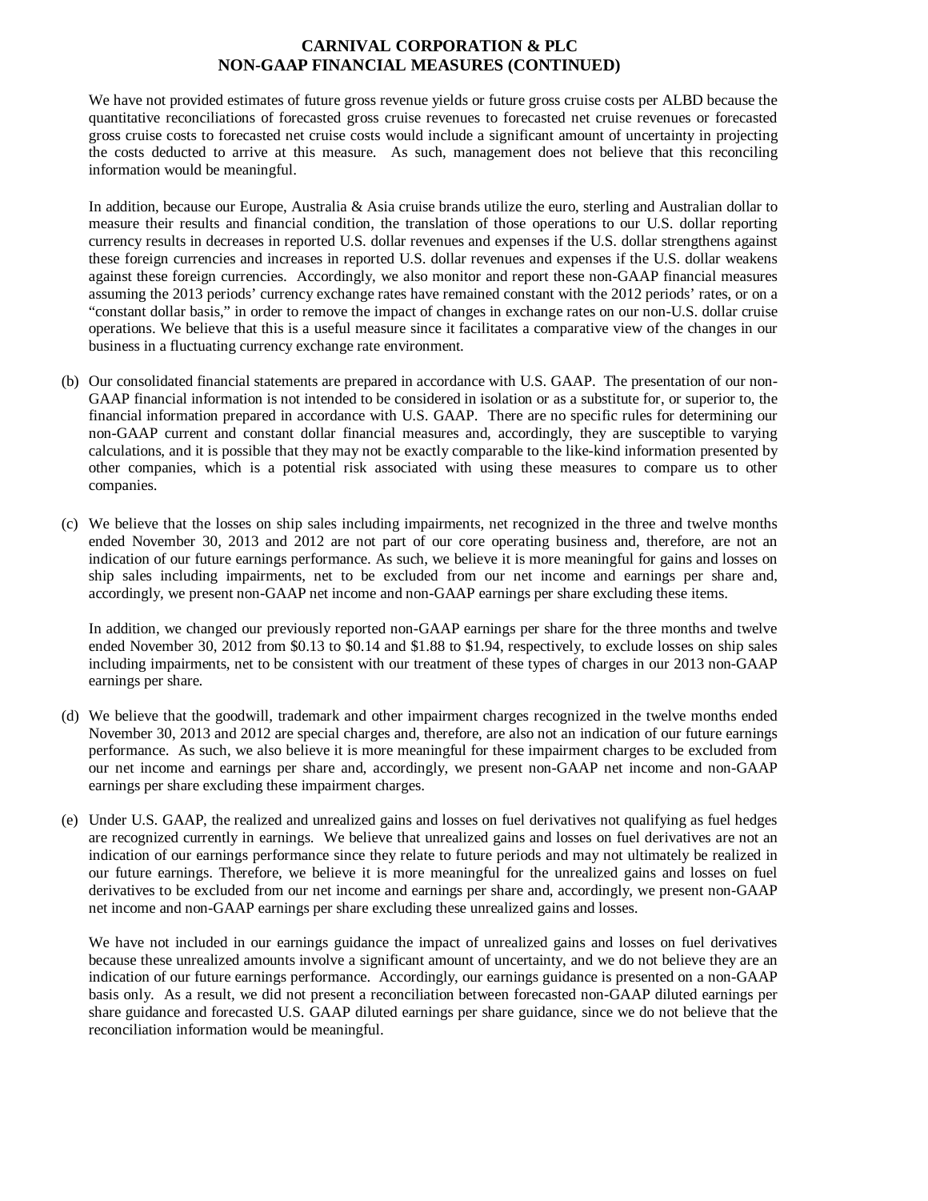# CARNIVAL CORPORATION & PLC
# NON-GAAP FINANCIAL MEASURES (CONTINUED)

We have not provided estimates of future gross revenue yields or future gross cruise costs per ALBD because the quantitative reconciliations of forecasted gross cruise revenues to forecasted net cruise revenues or forecasted gross cruise costs to forecasted net cruise costs would include a significant amount of uncertainty in projecting the costs deducted to arrive at this measure. As such, management does not believe that this reconciling information would be meaningful.

In addition, because our Europe, Australia & Asia cruise brands utilize the euro, sterling and Australian dollar to measure their results and financial condition, the translation of those operations to our U.S. dollar reporting currency results in decreases in reported U.S. dollar revenues and expenses if the U.S. dollar strengthens against these foreign currencies and increases in reported U.S. dollar revenues and expenses if the U.S. dollar weakens against these foreign currencies. Accordingly, we also monitor and report these non-GAAP financial measures assuming the 2013 periods' currency exchange rates have remained constant with the 2012 periods' rates, or on a "constant dollar basis," in order to remove the impact of changes in exchange rates on our non-U.S. dollar cruise operations. We believe that this is a useful measure since it facilitates a comparative view of the changes in our business in a fluctuating currency exchange rate environment.

(b) Our consolidated financial statements are prepared in accordance with U.S. GAAP. The presentation of our non-GAAP financial information is not intended to be considered in isolation or as a substitute for, or superior to, the financial information prepared in accordance with U.S. GAAP. There are no specific rules for determining our non-GAAP current and constant dollar financial measures and, accordingly, they are susceptible to varying calculations, and it is possible that they may not be exactly comparable to the like-kind information presented by other companies, which is a potential risk associated with using these measures to compare us to other companies.

(c) We believe that the losses on ship sales including impairments, net recognized in the three and twelve months ended November 30, 2013 and 2012 are not part of our core operating business and, therefore, are not an indication of our future earnings performance. As such, we believe it is more meaningful for gains and losses on ship sales including impairments, net to be excluded from our net income and earnings per share and, accordingly, we present non-GAAP net income and non-GAAP earnings per share excluding these items.

In addition, we changed our previously reported non-GAAP earnings per share for the three months and twelve ended November 30, 2012 from $0.13 to $0.14 and $1.88 to $1.94, respectively, to exclude losses on ship sales including impairments, net to be consistent with our treatment of these types of charges in our 2013 non-GAAP earnings per share.

(d) We believe that the goodwill, trademark and other impairment charges recognized in the twelve months ended November 30, 2013 and 2012 are special charges and, therefore, are also not an indication of our future earnings performance. As such, we also believe it is more meaningful for these impairment charges to be excluded from our net income and earnings per share and, accordingly, we present non-GAAP net income and non-GAAP earnings per share excluding these impairment charges.

(e) Under U.S. GAAP, the realized and unrealized gains and losses on fuel derivatives not qualifying as fuel hedges are recognized currently in earnings. We believe that unrealized gains and losses on fuel derivatives are not an indication of our earnings performance since they relate to future periods and may not ultimately be realized in our future earnings. Therefore, we believe it is more meaningful for the unrealized gains and losses on fuel derivatives to be excluded from our net income and earnings per share and, accordingly, we present non-GAAP net income and non-GAAP earnings per share excluding these unrealized gains and losses.

We have not included in our earnings guidance the impact of unrealized gains and losses on fuel derivatives because these unrealized amounts involve a significant amount of uncertainty, and we do not believe they are an indication of our future earnings performance. Accordingly, our earnings guidance is presented on a non-GAAP basis only. As a result, we did not present a reconciliation between forecasted non-GAAP diluted earnings per share guidance and forecasted U.S. GAAP diluted earnings per share guidance, since we do not believe that the reconciliation information would be meaningful.